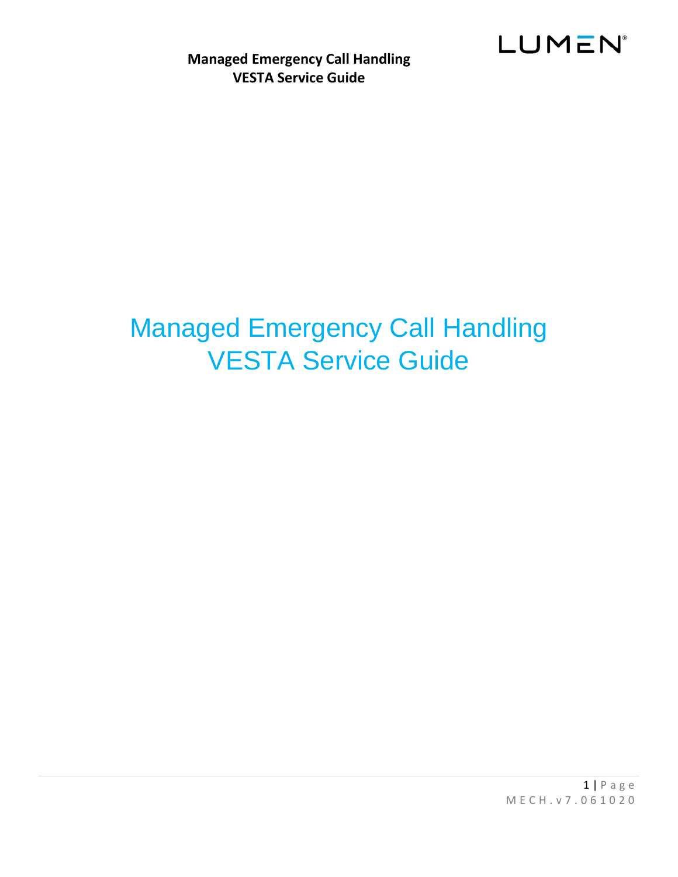# Managed Emergency Call Handling
# VESTA Service Guide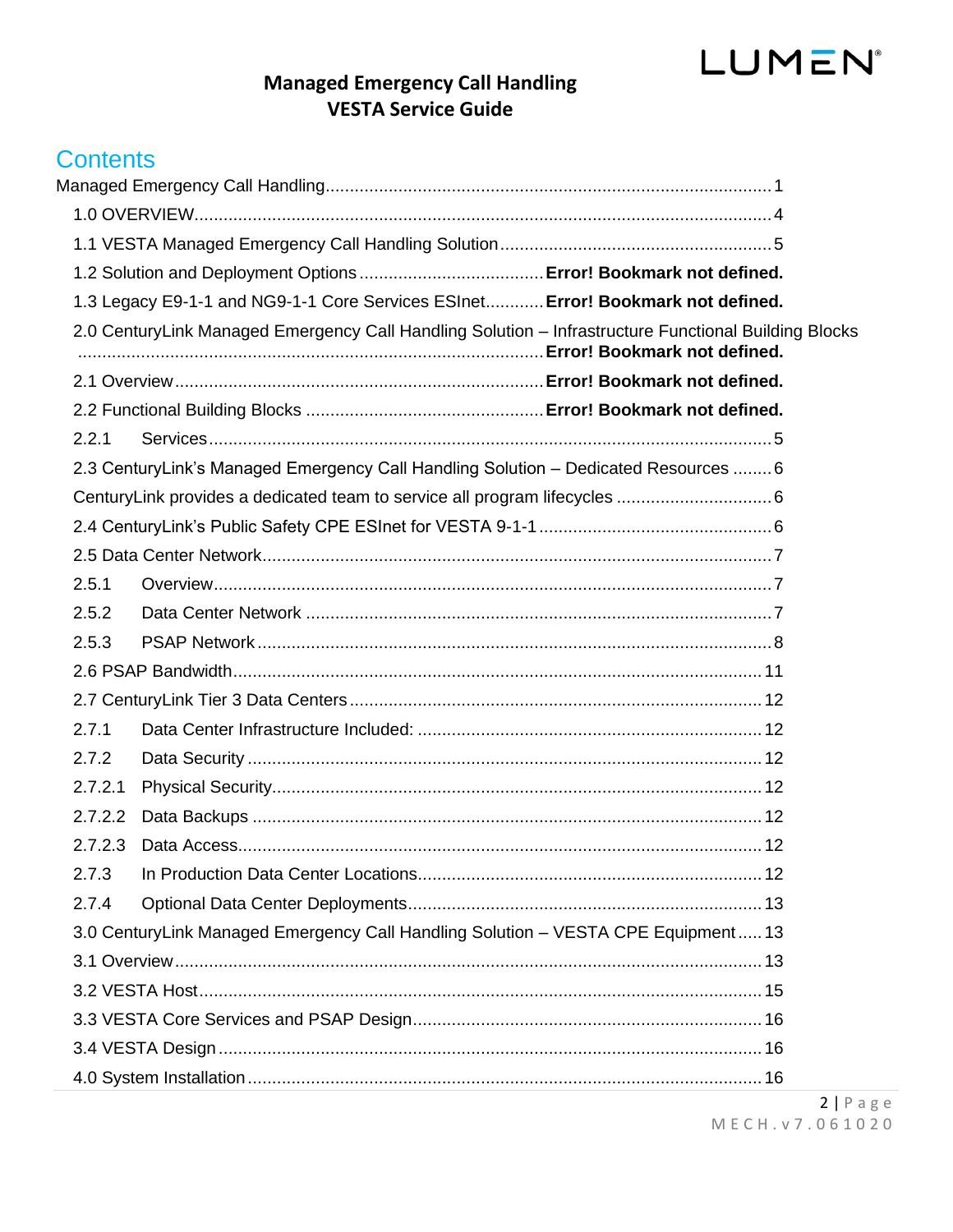# Managed Emergency Call Handling
# VESTA Service Guide

## Contents

Managed Emergency Call Handling .......... 1

1.0 OVERVIEW .......... 4

1.1 VESTA Managed Emergency Call Handling Solution .......... 5

1.2 Solution and Deployment Options .......... **Error! Bookmark not defined.**

1.3 Legacy E9-1-1 and NG9-1-1 Core Services ESInet .......... **Error! Bookmark not defined.**

2.0 CenturyLink Managed Emergency Call Handling Solution – Infrastructure Functional Building Blocks .......... **Error! Bookmark not defined.**

2.1 Overview .......... **Error! Bookmark not defined.**

2.2 Functional Building Blocks .......... **Error! Bookmark not defined.**

2.2.1 Services .......... 5

2.3 CenturyLink's Managed Emergency Call Handling Solution – Dedicated Resources .......... 6

CenturyLink provides a dedicated team to service all program lifecycles .......... 6

2.4 CenturyLink's Public Safety CPE ESInet for VESTA 9-1-1 .......... 6

2.5 Data Center Network .......... 7

2.5.1 Overview .......... 7

2.5.2 Data Center Network .......... 7

2.5.3 PSAP Network .......... 8

2.6 PSAP Bandwidth .......... 11

2.7 CenturyLink Tier 3 Data Centers .......... 12

2.7.1 Data Center Infrastructure Included: .......... 12

2.7.2 Data Security .......... 12

2.7.2.1 Physical Security .......... 12

2.7.2.2 Data Backups .......... 12

2.7.2.3 Data Access .......... 12

2.7.3 In Production Data Center Locations .......... 12

2.7.4 Optional Data Center Deployments .......... 13

3.0 CenturyLink Managed Emergency Call Handling Solution – VESTA CPE Equipment .......... 13

3.1 Overview .......... 13

3.2 VESTA Host .......... 15

3.3 VESTA Core Services and PSAP Design .......... 16

3.4 VESTA Design .......... 16

4.0 System Installation .......... 16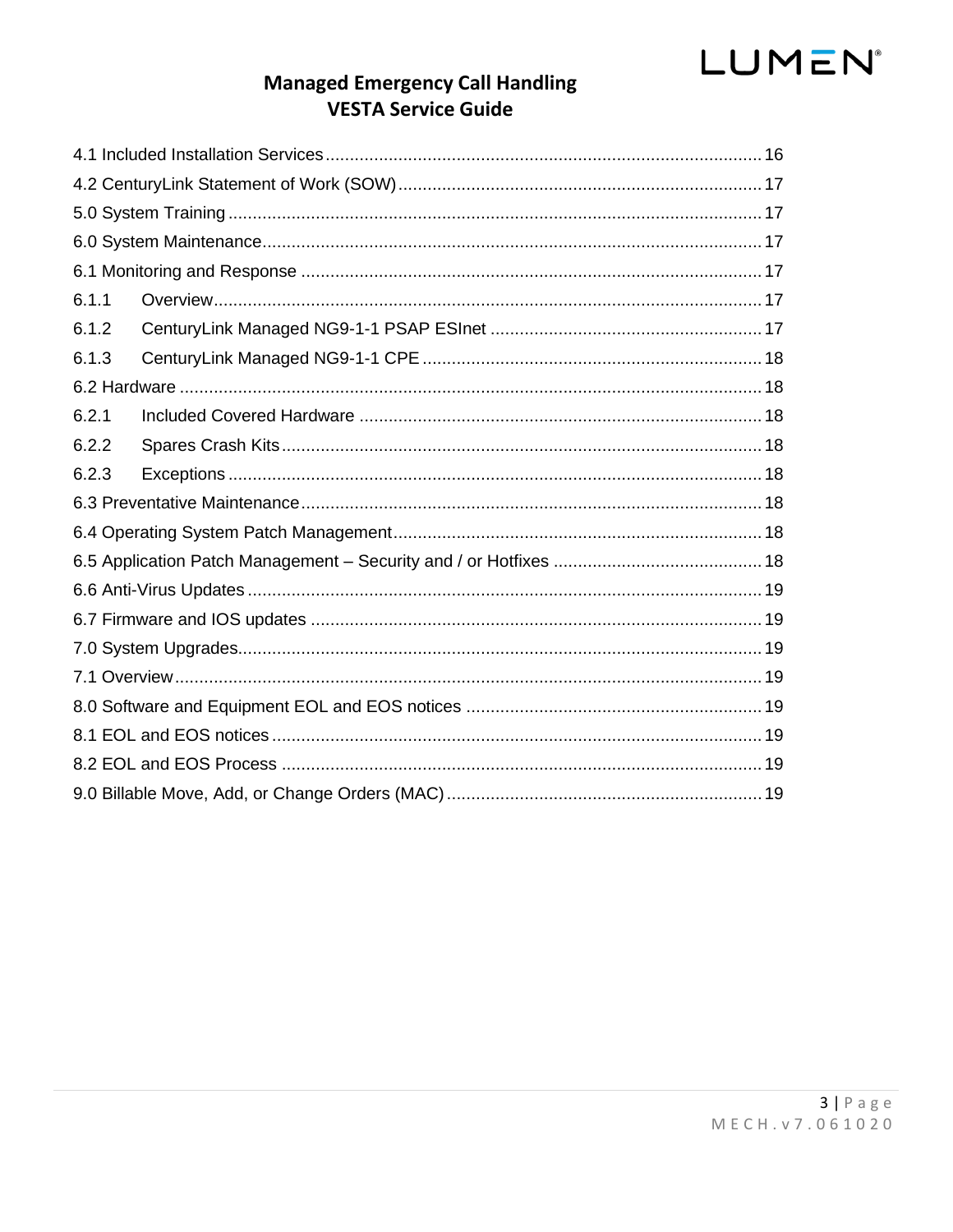4.1 Included Installation Services ........................................................................................ 16

4.2 CenturyLink Statement of Work (SOW) ............................................................................ 17

5.0 System Training ................................................................................................................ 17

6.0 System Maintenance......................................................................................................... 17

6.1 Monitoring and Response .................................................................................................. 17

6.1.1 Overview.................................................................................................................... 17

6.1.2 CenturyLink Managed NG9-1-1 PSAP ESInet ........................................................ 17

6.1.3 CenturyLink Managed NG9-1-1 CPE ....................................................................... 18

6.2 Hardware .......................................................................................................................... 18

6.2.1 Included Covered Hardware ..................................................................................... 18

6.2.2 Spares Crash Kits...................................................................................................... 18

6.2.3 Exceptions ................................................................................................................. 18

6.3 Preventative Maintenance................................................................................................. 18

6.4 Operating System Patch Management............................................................................. 18

6.5 Application Patch Management – Security and / or Hotfixes ........................................... 18

6.6 Anti-Virus Updates ........................................................................................................... 19

6.7 Firmware and IOS updates .............................................................................................. 19

7.0 System Upgrades.............................................................................................................. 19

7.1 Overview........................................................................................................................... 19

8.0 Software and Equipment EOL and EOS notices ............................................................. 19

8.1 EOL and EOS notices ...................................................................................................... 19

8.2 EOL and EOS Process ..................................................................................................... 19

9.0 Billable Move, Add, or Change Orders (MAC) ................................................................. 19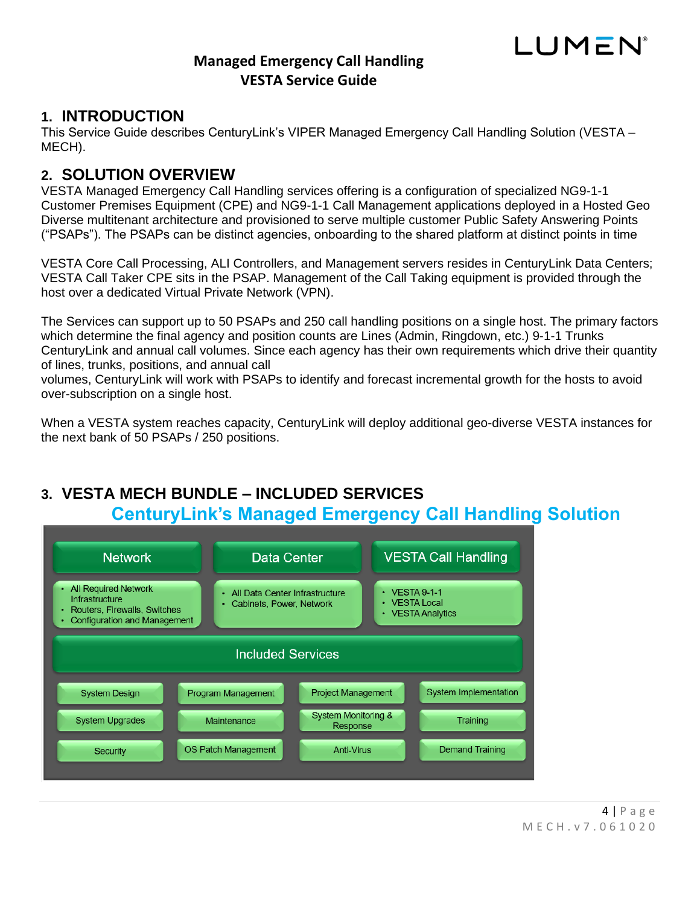# Managed Emergency Call Handling
# VESTA Service Guide

## 1. INTRODUCTION

This Service Guide describes CenturyLink's VIPER Managed Emergency Call Handling Solution (VESTA – MECH).

## 2. SOLUTION OVERVIEW

VESTA Managed Emergency Call Handling services offering is a configuration of specialized NG9-1-1 Customer Premises Equipment (CPE) and NG9-1-1 Call Management applications deployed in a Hosted Geo Diverse multitenant architecture and provisioned to serve multiple customer Public Safety Answering Points ("PSAPs"). The PSAPs can be distinct agencies, onboarding to the shared platform at distinct points in time

VESTA Core Call Processing, ALI Controllers, and Management servers resides in CenturyLink Data Centers; VESTA Call Taker CPE sits in the PSAP. Management of the Call Taking equipment is provided through the host over a dedicated Virtual Private Network (VPN).

The Services can support up to 50 PSAPs and 250 call handling positions on a single host. The primary factors which determine the final agency and position counts are Lines (Admin, Ringdown, etc.) 9-1-1 Trunks CenturyLink and annual call volumes. Since each agency has their own requirements which drive their quantity of lines, trunks, positions, and annual call volumes, CenturyLink will work with PSAPs to identify and forecast incremental growth for the hosts to avoid over-subscription on a single host.

When a VESTA system reaches capacity, CenturyLink will deploy additional geo-diverse VESTA instances for the next bank of 50 PSAPs / 250 positions.

## 3. VESTA MECH BUNDLE – INCLUDED SERVICES

**CenturyLink's Managed Emergency Call Handling Solution**

| Network | Data Center | VESTA Call Handling |
|---|---|---|
| • All Required Network Infrastructure<br>• Routers, Firewalls, Switches<br>• Configuration and Management | • All Data Center Infrastructure<br>• Cabinets, Power, Network | • VESTA 9-1-1<br>• VESTA Local<br>• VESTA Analytics |

**Included Services**

| | | | |
|---|---|---|---|
| System Design | Program Management | Project Management | System Implementation |
| System Upgrades | Maintenance | System Monitoring & Response | Training |
| Security | OS Patch Management | Anti-Virus | Demand Training |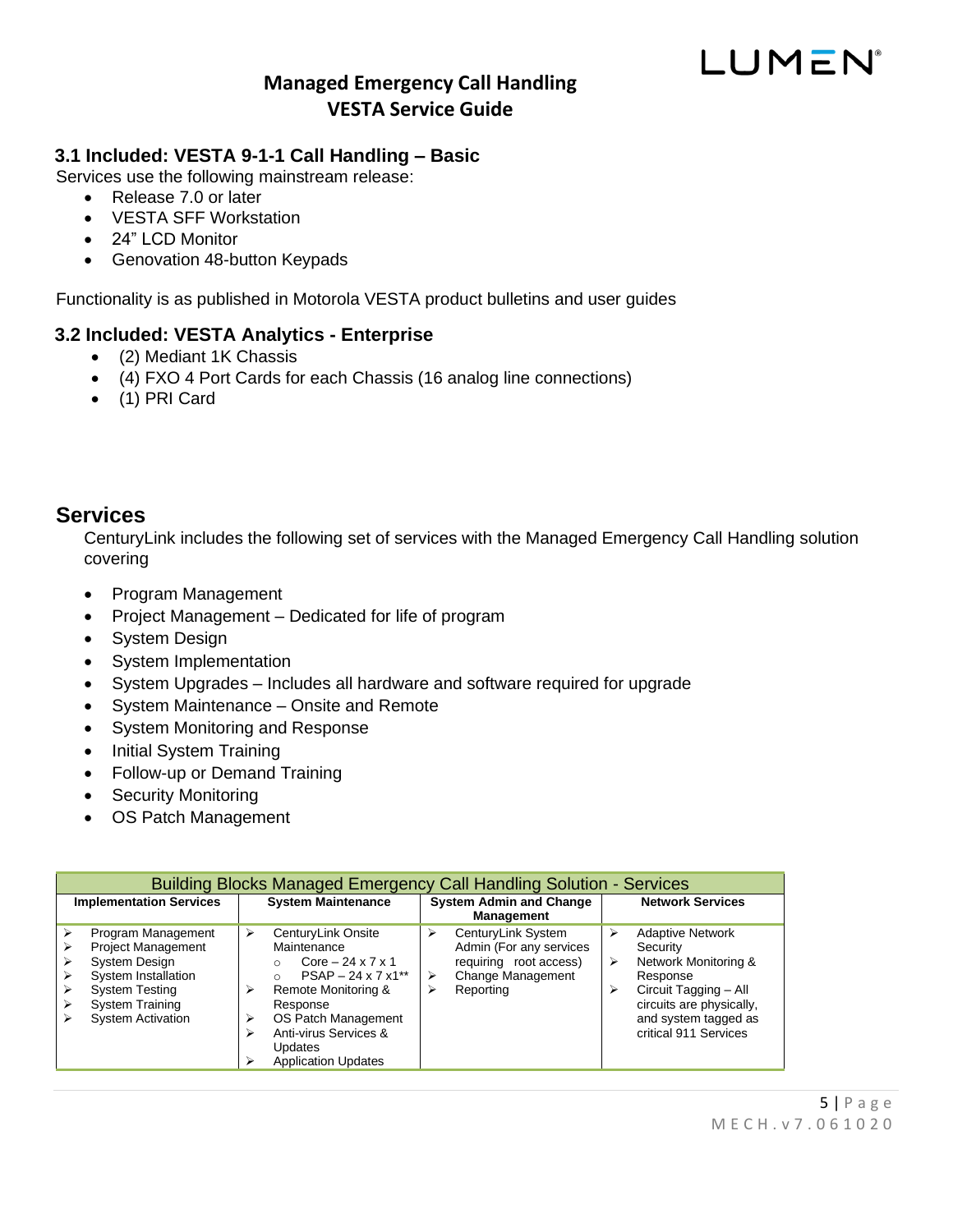### 3.1 Included: VESTA 9-1-1 Call Handling – Basic

Services use the following mainstream release:

- Release 7.0 or later
- VESTA SFF Workstation
- 24" LCD Monitor
- Genovation 48-button Keypads

Functionality is as published in Motorola VESTA product bulletins and user guides

### 3.2 Included: VESTA Analytics - Enterprise

- (2) Mediant 1K Chassis
- (4) FXO 4 Port Cards for each Chassis (16 analog line connections)
- (1) PRI Card

## Services

CenturyLink includes the following set of services with the Managed Emergency Call Handling solution covering

- Program Management
- Project Management – Dedicated for life of program
- System Design
- System Implementation
- System Upgrades – Includes all hardware and software required for upgrade
- System Maintenance – Onsite and Remote
- System Monitoring and Response
- Initial System Training
- Follow-up or Demand Training
- Security Monitoring
- OS Patch Management

| Building Blocks Managed Emergency Call Handling Solution - Services | | | |
|---|---|---|---|
| **Implementation Services** | **System Maintenance** | **System Admin and Change Management** | **Network Services** |
| ➢ Program Management<br>➢ Project Management<br>➢ System Design<br>➢ System Installation<br>➢ System Testing<br>➢ System Training<br>➢ System Activation | ➢ CenturyLink Onsite Maintenance<br>○ Core – 24 x 7 x 1<br>○ PSAP – 24 x 7 x1**<br>➢ Remote Monitoring & Response<br>➢ OS Patch Management<br>➢ Anti-virus Services & Updates<br>➢ Application Updates | ➢ CenturyLink System Admin (For any services requiring root access)<br>➢ Change Management<br>➢ Reporting | ➢ Adaptive Network Security<br>➢ Network Monitoring & Response<br>➢ Circuit Tagging – All circuits are physically, and system tagged as critical 911 Services |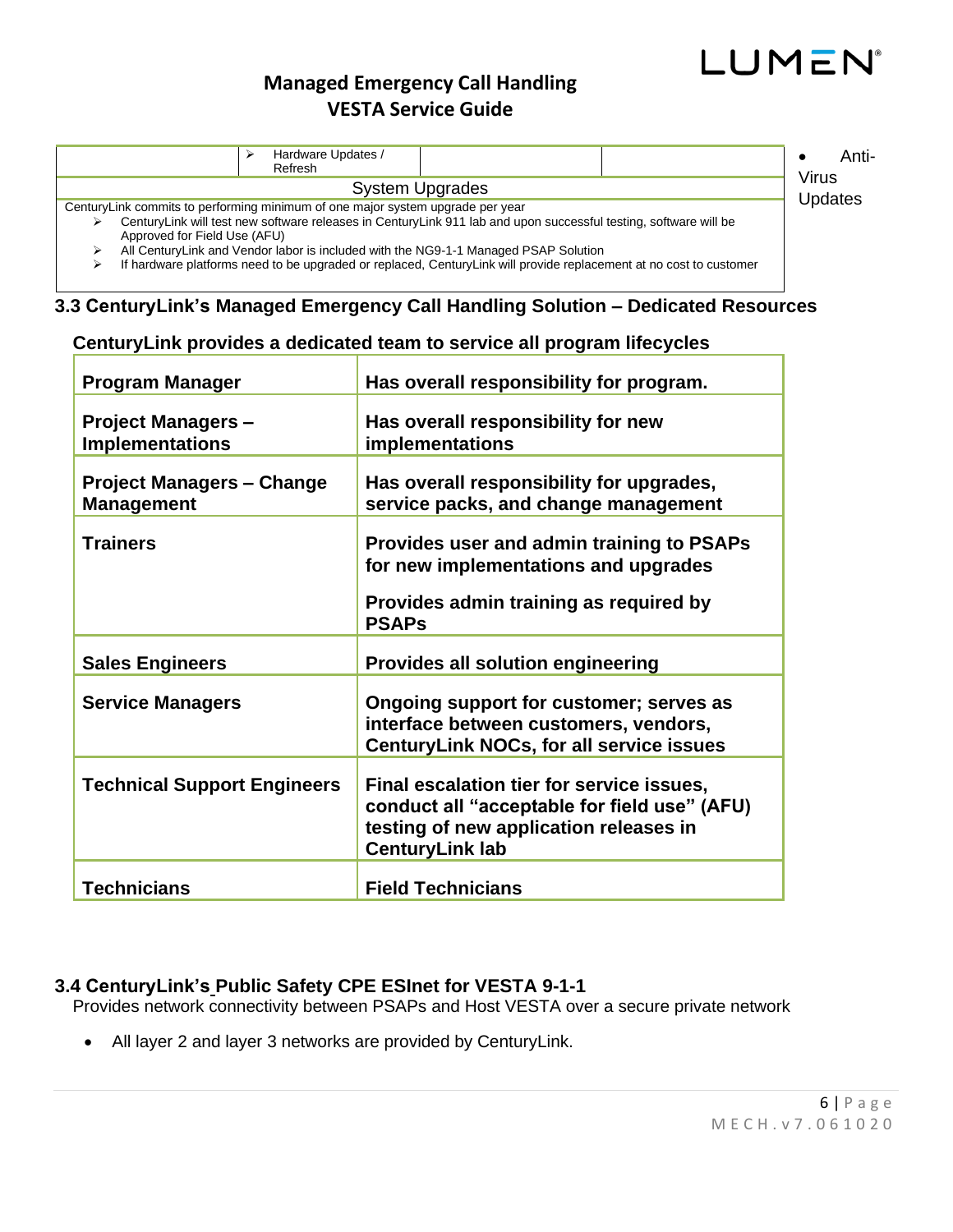| | ➢ Hardware Updates / Refresh | | |
|---|---|---|---|

- Anti-Virus Updates

**System Upgrades**

CenturyLink commits to performing minimum of one major system upgrade per year

- ➢ CenturyLink will test new software releases in CenturyLink 911 lab and upon successful testing, software will be Approved for Field Use (AFU)
- ➢ All CenturyLink and Vendor labor is included with the NG9-1-1 Managed PSAP Solution
- ➢ If hardware platforms need to be upgraded or replaced, CenturyLink will provide replacement at no cost to customer

### 3.3 CenturyLink's Managed Emergency Call Handling Solution – Dedicated Resources

**CenturyLink provides a dedicated team to service all program lifecycles**

| Role | Responsibility |
|---|---|
| **Program Manager** | **Has overall responsibility for program.** |
| **Project Managers – Implementations** | **Has overall responsibility for new implementations** |
| **Project Managers – Change Management** | **Has overall responsibility for upgrades, service packs, and change management** |
| **Trainers** | **Provides user and admin training to PSAPs for new implementations and upgrades**<br><br>**Provides admin training as required by PSAPs** |
| **Sales Engineers** | **Provides all solution engineering** |
| **Service Managers** | **Ongoing support for customer; serves as interface between customers, vendors, CenturyLink NOCs, for all service issues** |
| **Technical Support Engineers** | **Final escalation tier for service issues, conduct all "acceptable for field use" (AFU) testing of new application releases in CenturyLink lab** |
| **Technicians** | **Field Technicians** |

### 3.4 CenturyLink's Public Safety CPE ESInet for VESTA 9-1-1

Provides network connectivity between PSAPs and Host VESTA over a secure private network

- All layer 2 and layer 3 networks are provided by CenturyLink.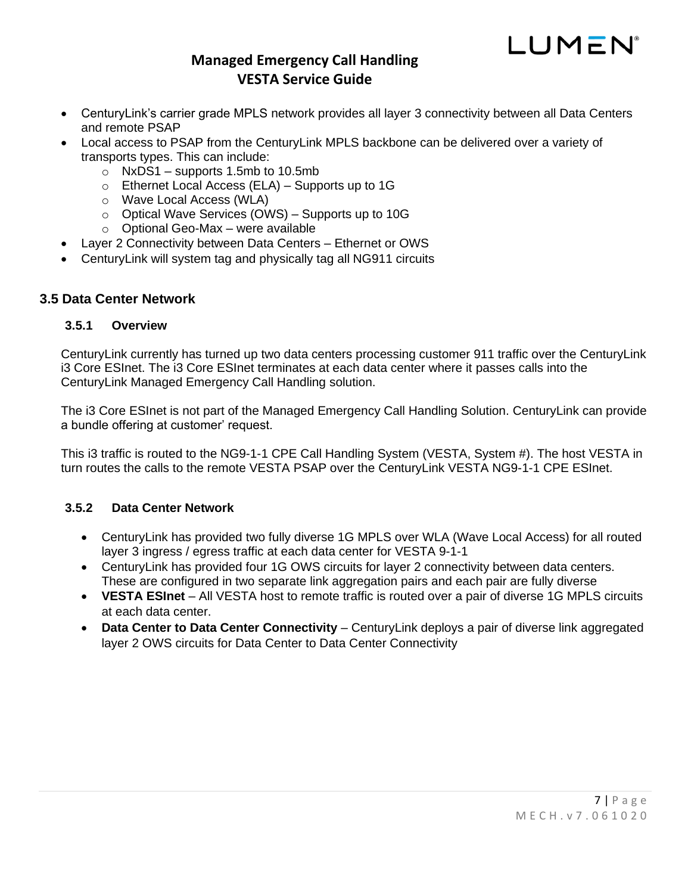- CenturyLink's carrier grade MPLS network provides all layer 3 connectivity between all Data Centers and remote PSAP
- Local access to PSAP from the CenturyLink MPLS backbone can be delivered over a variety of transports types. This can include:
  - NxDS1 – supports 1.5mb to 10.5mb
  - Ethernet Local Access (ELA) – Supports up to 1G
  - Wave Local Access (WLA)
  - Optical Wave Services (OWS) – Supports up to 10G
  - Optional Geo-Max – were available
- Layer 2 Connectivity between Data Centers – Ethernet or OWS
- CenturyLink will system tag and physically tag all NG911 circuits

## 3.5 Data Center Network

### 3.5.1 Overview

CenturyLink currently has turned up two data centers processing customer 911 traffic over the CenturyLink i3 Core ESInet. The i3 Core ESInet terminates at each data center where it passes calls into the CenturyLink Managed Emergency Call Handling solution.

The i3 Core ESInet is not part of the Managed Emergency Call Handling Solution. CenturyLink can provide a bundle offering at customer' request.

This i3 traffic is routed to the NG9-1-1 CPE Call Handling System (VESTA, System #). The host VESTA in turn routes the calls to the remote VESTA PSAP over the CenturyLink VESTA NG9-1-1 CPE ESInet.

### 3.5.2 Data Center Network

- CenturyLink has provided two fully diverse 1G MPLS over WLA (Wave Local Access) for all routed layer 3 ingress / egress traffic at each data center for VESTA 9-1-1
- CenturyLink has provided four 1G OWS circuits for layer 2 connectivity between data centers. These are configured in two separate link aggregation pairs and each pair are fully diverse
- **VESTA ESInet** – All VESTA host to remote traffic is routed over a pair of diverse 1G MPLS circuits at each data center.
- **Data Center to Data Center Connectivity** – CenturyLink deploys a pair of diverse link aggregated layer 2 OWS circuits for Data Center to Data Center Connectivity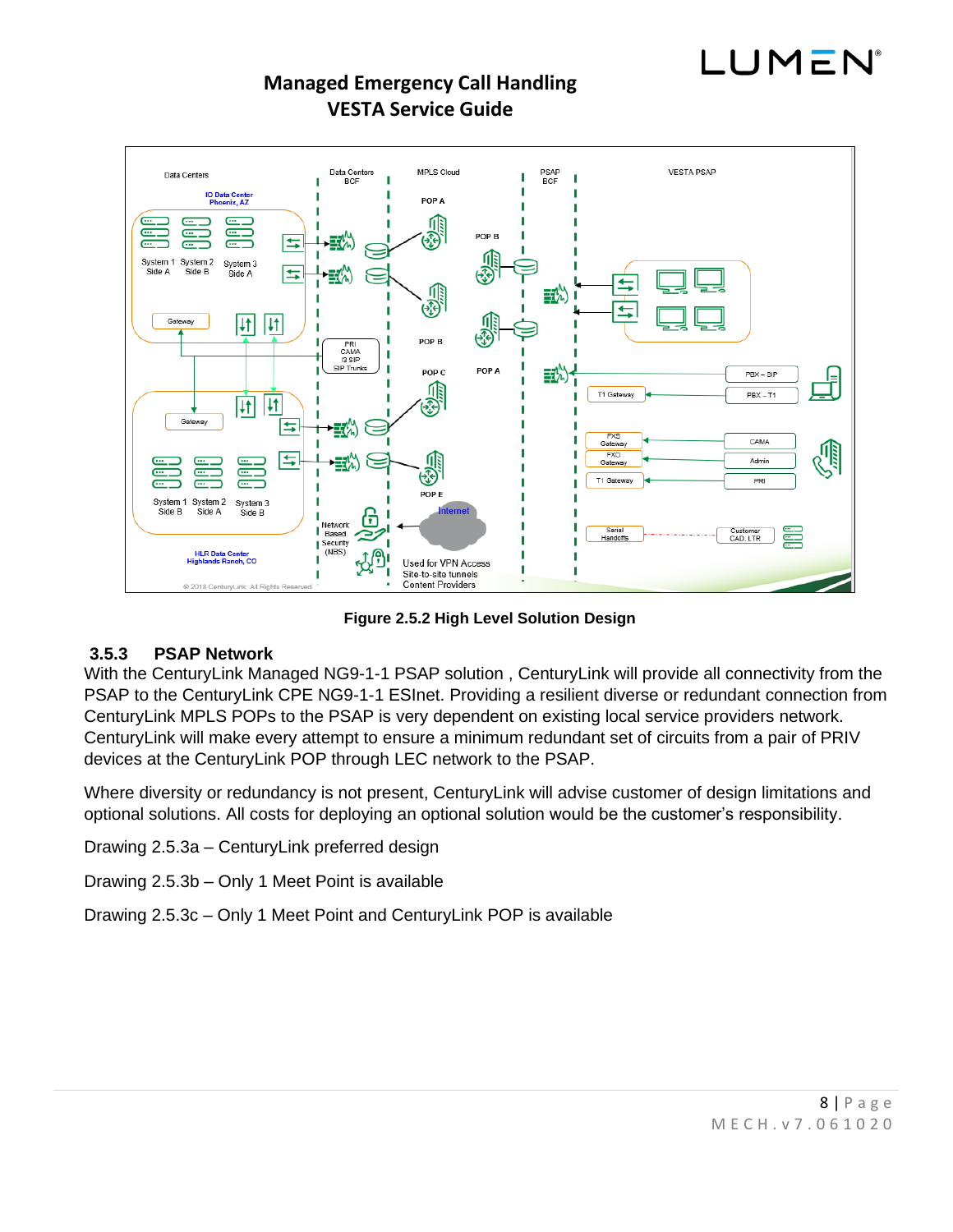Figure 2.5.2 High Level Solution Design

### 3.5.3 PSAP Network

With the CenturyLink Managed NG9-1-1 PSAP solution , CenturyLink will provide all connectivity from the PSAP to the CenturyLink CPE NG9-1-1 ESInet. Providing a resilient diverse or redundant connection from CenturyLink MPLS POPs to the PSAP is very dependent on existing local service providers network. CenturyLink will make every attempt to ensure a minimum redundant set of circuits from a pair of PRIV devices at the CenturyLink POP through LEC network to the PSAP.

Where diversity or redundancy is not present, CenturyLink will advise customer of design limitations and optional solutions. All costs for deploying an optional solution would be the customer's responsibility.

Drawing 2.5.3a – CenturyLink preferred design

Drawing 2.5.3b – Only 1 Meet Point is available

Drawing 2.5.3c – Only 1 Meet Point and CenturyLink POP is available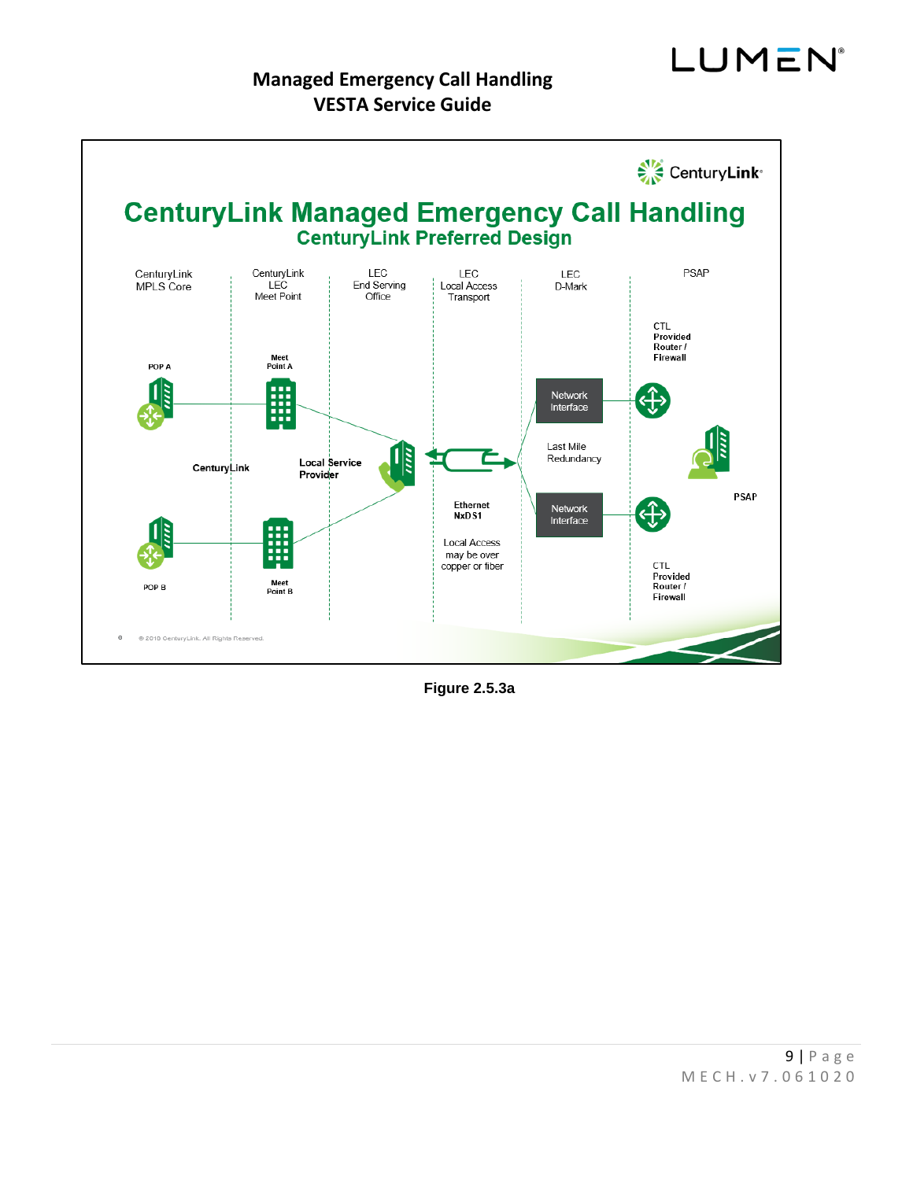**CenturyLink Managed Emergency Call Handling**

**CenturyLink Preferred Design**

| CenturyLink MPLS Core | CenturyLink LEC Meet Point | LEC End Serving Office | LEC Local Access Transport | LEC D-Mark | PSAP |
|---|---|---|---|---|---|

POP A

Meet Point A

CTL Provided Router / Firewall

Network Interface

CenturyLink

Local Service Provider

Last Mile Redundancy

PSAP

Ethernet NxDS1

Local Access may be over copper or fiber

Network Interface

POP B

Meet Point B

CTL Provided Router / Firewall

© 2010 CenturyLink. All Rights Reserved.

**Figure 2.5.3a**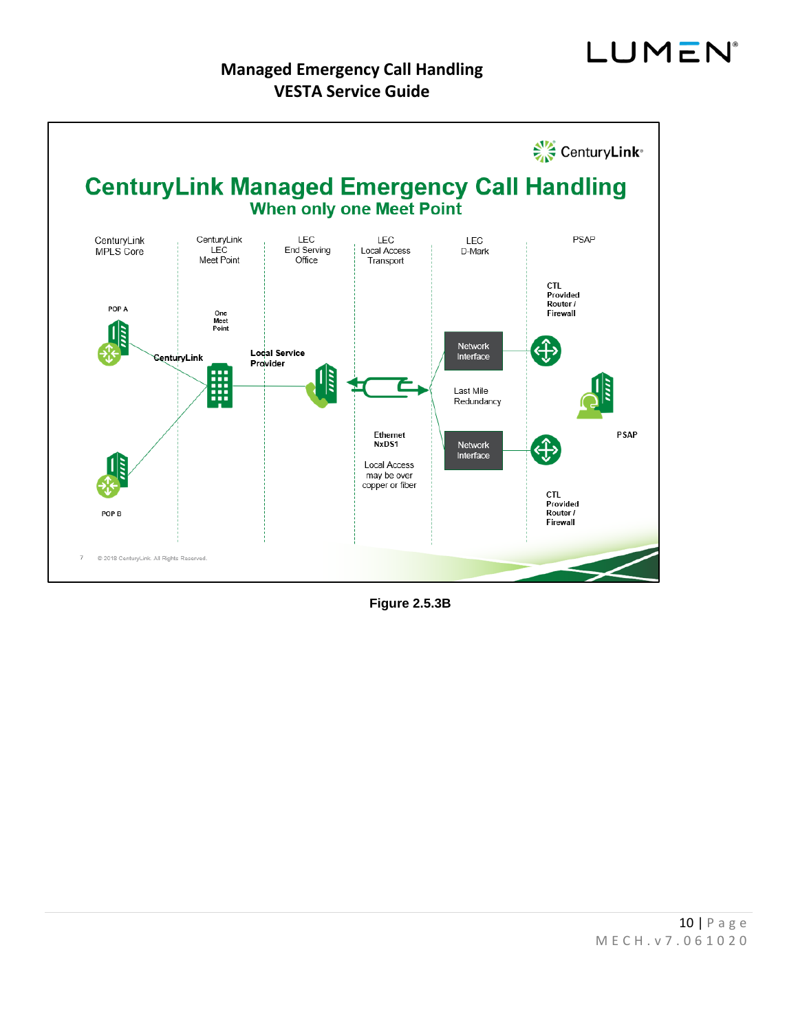**Figure 2.5.3B**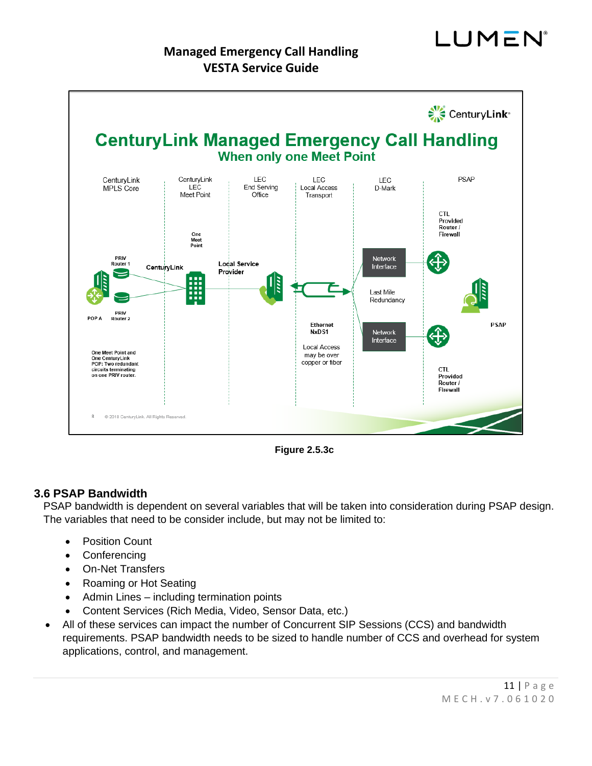Figure 2.5.3c

### 3.6 PSAP Bandwidth

PSAP bandwidth is dependent on several variables that will be taken into consideration during PSAP design. The variables that need to be consider include, but may not be limited to:

- Position Count
- Conferencing
- On-Net Transfers
- Roaming or Hot Seating
- Admin Lines – including termination points
- Content Services (Rich Media, Video, Sensor Data, etc.)

- All of these services can impact the number of Concurrent SIP Sessions (CCS) and bandwidth requirements. PSAP bandwidth needs to be sized to handle number of CCS and overhead for system applications, control, and management.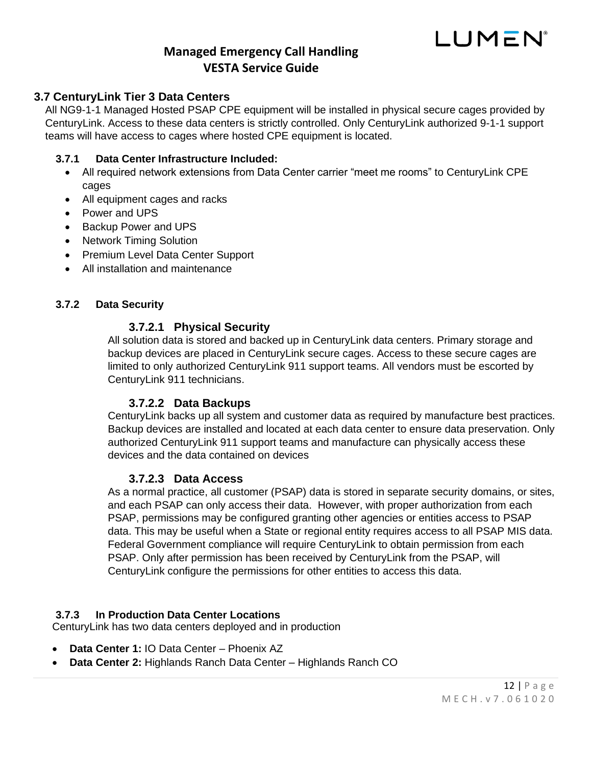## 3.7 CenturyLink Tier 3 Data Centers

All NG9-1-1 Managed Hosted PSAP CPE equipment will be installed in physical secure cages provided by CenturyLink. Access to these data centers is strictly controlled. Only CenturyLink authorized 9-1-1 support teams will have access to cages where hosted CPE equipment is located.

### 3.7.1 Data Center Infrastructure Included:

- All required network extensions from Data Center carrier "meet me rooms" to CenturyLink CPE cages
- All equipment cages and racks
- Power and UPS
- Backup Power and UPS
- Network Timing Solution
- Premium Level Data Center Support
- All installation and maintenance

### 3.7.2 Data Security

#### 3.7.2.1 Physical Security

All solution data is stored and backed up in CenturyLink data centers. Primary storage and backup devices are placed in CenturyLink secure cages. Access to these secure cages are limited to only authorized CenturyLink 911 support teams. All vendors must be escorted by CenturyLink 911 technicians.

#### 3.7.2.2 Data Backups

CenturyLink backs up all system and customer data as required by manufacture best practices. Backup devices are installed and located at each data center to ensure data preservation. Only authorized CenturyLink 911 support teams and manufacture can physically access these devices and the data contained on devices

#### 3.7.2.3 Data Access

As a normal practice, all customer (PSAP) data is stored in separate security domains, or sites, and each PSAP can only access their data. However, with proper authorization from each PSAP, permissions may be configured granting other agencies or entities access to PSAP data. This may be useful when a State or regional entity requires access to all PSAP MIS data. Federal Government compliance will require CenturyLink to obtain permission from each PSAP. Only after permission has been received by CenturyLink from the PSAP, will CenturyLink configure the permissions for other entities to access this data.

### 3.7.3 In Production Data Center Locations

CenturyLink has two data centers deployed and in production

- **Data Center 1:** IO Data Center – Phoenix AZ
- **Data Center 2:** Highlands Ranch Data Center – Highlands Ranch CO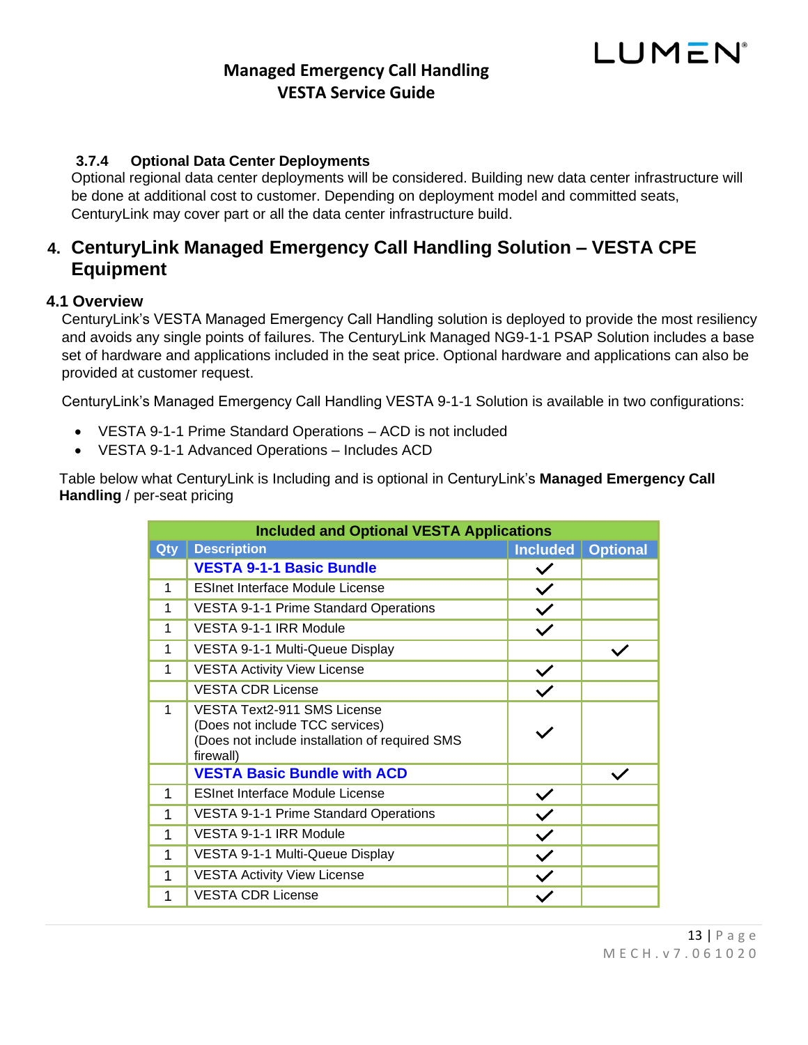### 3.7.4 Optional Data Center Deployments

Optional regional data center deployments will be considered. Building new data center infrastructure will be done at additional cost to customer. Depending on deployment model and committed seats, CenturyLink may cover part or all the data center infrastructure build.

# 4. CenturyLink Managed Emergency Call Handling Solution – VESTA CPE Equipment

## 4.1 Overview

CenturyLink's VESTA Managed Emergency Call Handling solution is deployed to provide the most resiliency and avoids any single points of failures. The CenturyLink Managed NG9-1-1 PSAP Solution includes a base set of hardware and applications included in the seat price. Optional hardware and applications can also be provided at customer request.

CenturyLink's Managed Emergency Call Handling VESTA 9-1-1 Solution is available in two configurations:

- VESTA 9-1-1 Prime Standard Operations – ACD is not included
- VESTA 9-1-1 Advanced Operations – Includes ACD

Table below what CenturyLink is Including and is optional in CenturyLink's **Managed Emergency Call Handling** / per-seat pricing

| Included and Optional VESTA Applications | | | |
|---|---|---|---|
| **Qty** | **Description** | **Included** | **Optional** |
| | **VESTA 9-1-1 Basic Bundle** | ✓ | |
| 1 | ESInet Interface Module License | ✓ | |
| 1 | VESTA 9-1-1 Prime Standard Operations | ✓ | |
| 1 | VESTA 9-1-1 IRR Module | ✓ | |
| 1 | VESTA 9-1-1 Multi-Queue Display | | ✓ |
| 1 | VESTA Activity View License | ✓ | |
| | VESTA CDR License | ✓ | |
| 1 | VESTA Text2-911 SMS License (Does not include TCC services) (Does not include installation of required SMS firewall) | ✓ | |
| | **VESTA Basic Bundle with ACD** | | ✓ |
| 1 | ESInet Interface Module License | ✓ | |
| 1 | VESTA 9-1-1 Prime Standard Operations | ✓ | |
| 1 | VESTA 9-1-1 IRR Module | ✓ | |
| 1 | VESTA 9-1-1 Multi-Queue Display | ✓ | |
| 1 | VESTA Activity View License | ✓ | |
| 1 | VESTA CDR License | ✓ | |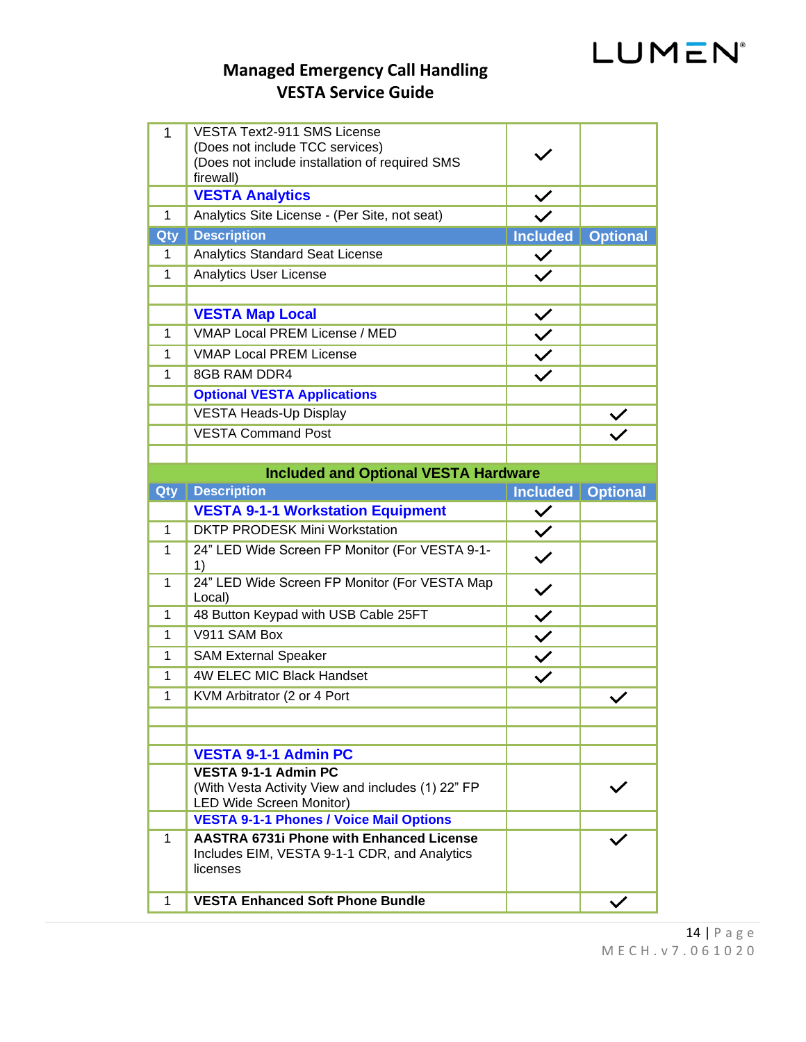| | | | |
|---|---|---|---|
| 1 | VESTA Text2-911 SMS License (Does not include TCC services) (Does not include installation of required SMS firewall) | ✓ | |
| | **VESTA Analytics** | ✓ | |
| 1 | Analytics Site License - (Per Site, not seat) | ✓ | |
| **Qty** | **Description** | **Included** | **Optional** |
| 1 | Analytics Standard Seat License | ✓ | |
| 1 | Analytics User License | ✓ | |
| | | | |
| | **VESTA Map Local** | ✓ | |
| 1 | VMAP Local PREM License / MED | ✓ | |
| 1 | VMAP Local PREM License | ✓ | |
| 1 | 8GB RAM DDR4 | ✓ | |
| | **Optional VESTA Applications** | | |
| | VESTA Heads-Up Display | | ✓ |
| | VESTA Command Post | | ✓ |
| | | | |

| Included and Optional VESTA Hardware | | | |
|---|---|---|---|
| **Qty** | **Description** | **Included** | **Optional** |
| | **VESTA 9-1-1 Workstation Equipment** | ✓ | |
| 1 | DKTP PRODESK Mini Workstation | ✓ | |
| 1 | 24" LED Wide Screen FP Monitor (For VESTA 9-1-1) | ✓ | |
| 1 | 24" LED Wide Screen FP Monitor (For VESTA Map Local) | ✓ | |
| 1 | 48 Button Keypad with USB Cable 25FT | ✓ | |
| 1 | V911 SAM Box | ✓ | |
| 1 | SAM External Speaker | ✓ | |
| 1 | 4W ELEC MIC Black Handset | ✓ | |
| 1 | KVM Arbitrator (2 or 4 Port | | ✓ |
| | | | |
| | | | |
| | **VESTA 9-1-1 Admin PC** | | |
| | **VESTA 9-1-1 Admin PC** (With Vesta Activity View and includes (1) 22" FP LED Wide Screen Monitor) | | ✓ |
| | **VESTA 9-1-1 Phones / Voice Mail Options** | | |
| 1 | **AASTRA 6731i Phone with Enhanced License** Includes EIM, VESTA 9-1-1 CDR, and Analytics licenses | | ✓ |
| 1 | **VESTA Enhanced Soft Phone Bundle** | | ✓ |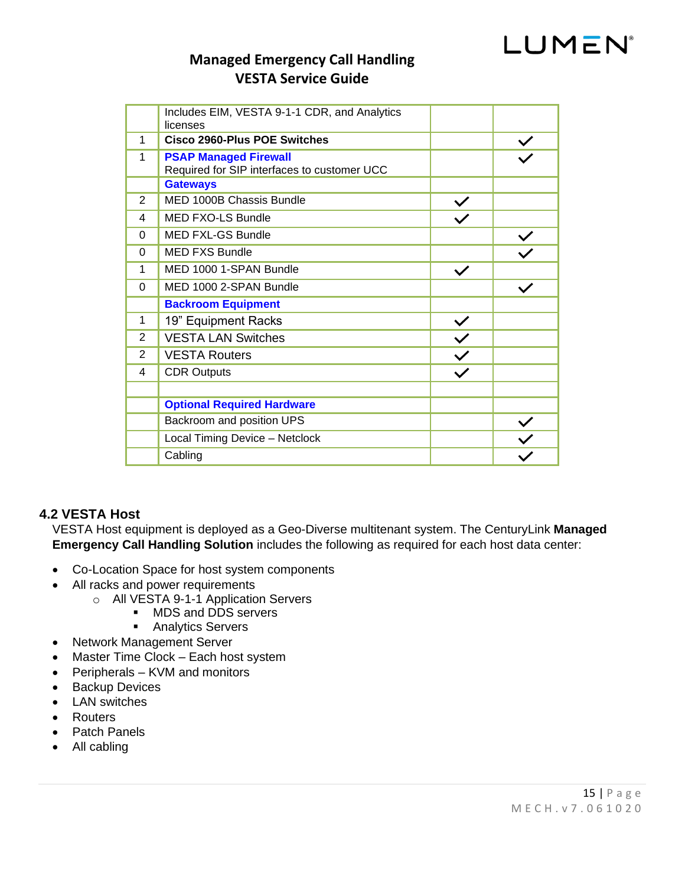| | | | |
|---|---|---|---|
| | Includes EIM, VESTA 9-1-1 CDR, and Analytics licenses | | |
| 1 | **Cisco 2960-Plus POE Switches** | | ✓ |
| 1 | **PSAP Managed Firewall** Required for SIP interfaces to customer UCC | | ✓ |
| | **Gateways** | | |
| 2 | MED 1000B Chassis Bundle | ✓ | |
| 4 | MED FXO-LS Bundle | ✓ | |
| 0 | MED FXL-GS Bundle | | ✓ |
| 0 | MED FXS Bundle | | ✓ |
| 1 | MED 1000 1-SPAN Bundle | ✓ | |
| 0 | MED 1000 2-SPAN Bundle | | ✓ |
| | **Backroom Equipment** | | |
| 1 | 19" Equipment Racks | ✓ | |
| 2 | VESTA LAN Switches | ✓ | |
| 2 | VESTA Routers | ✓ | |
| 4 | CDR Outputs | ✓ | |
| | | | |
| | **Optional Required Hardware** | | |
| | Backroom and position UPS | | ✓ |
| | Local Timing Device – Netclock | | ✓ |
| | Cabling | | ✓ |

## 4.2 VESTA Host

VESTA Host equipment is deployed as a Geo-Diverse multitenant system. The CenturyLink **Managed Emergency Call Handling Solution** includes the following as required for each host data center:

- Co-Location Space for host system components
- All racks and power requirements
  - All VESTA 9-1-1 Application Servers
    - MDS and DDS servers
    - Analytics Servers
- Network Management Server
- Master Time Clock – Each host system
- Peripherals – KVM and monitors
- Backup Devices
- LAN switches
- Routers
- Patch Panels
- All cabling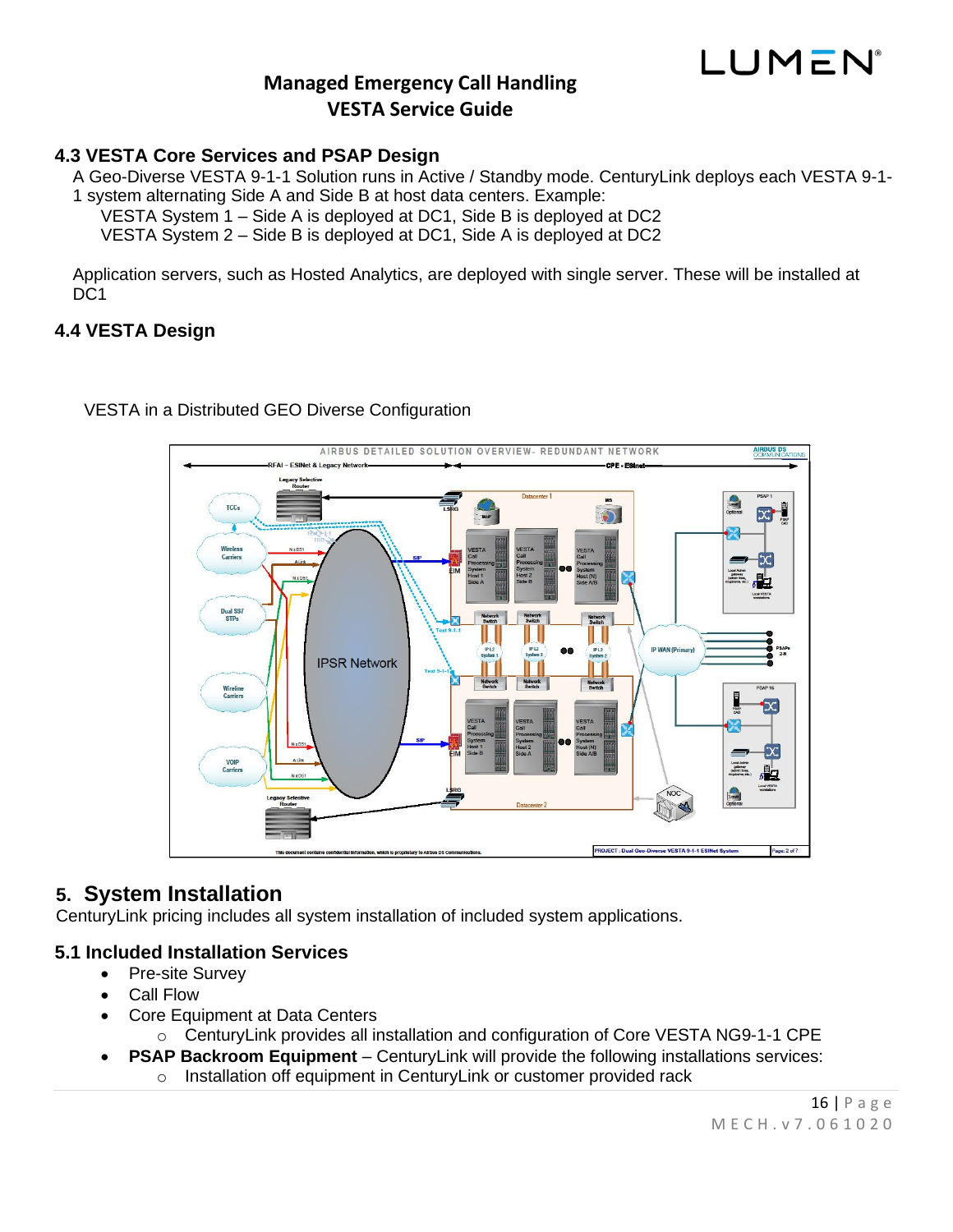### 4.3 VESTA Core Services and PSAP Design

A Geo-Diverse VESTA 9-1-1 Solution runs in Active / Standby mode. CenturyLink deploys each VESTA 9-1-1 system alternating Side A and Side B at host data centers. Example:

VESTA System 1 – Side A is deployed at DC1, Side B is deployed at DC2
VESTA System 2 – Side B is deployed at DC1, Side A is deployed at DC2

Application servers, such as Hosted Analytics, are deployed with single server. These will be installed at DC1

### 4.4 VESTA Design

VESTA in a Distributed GEO Diverse Configuration

## 5. System Installation

CenturyLink pricing includes all system installation of included system applications.

### 5.1 Included Installation Services

- Pre-site Survey
- Call Flow
- Core Equipment at Data Centers
  - CenturyLink provides all installation and configuration of Core VESTA NG9-1-1 CPE
- **PSAP Backroom Equipment** – CenturyLink will provide the following installations services:
  - Installation off equipment in CenturyLink or customer provided rack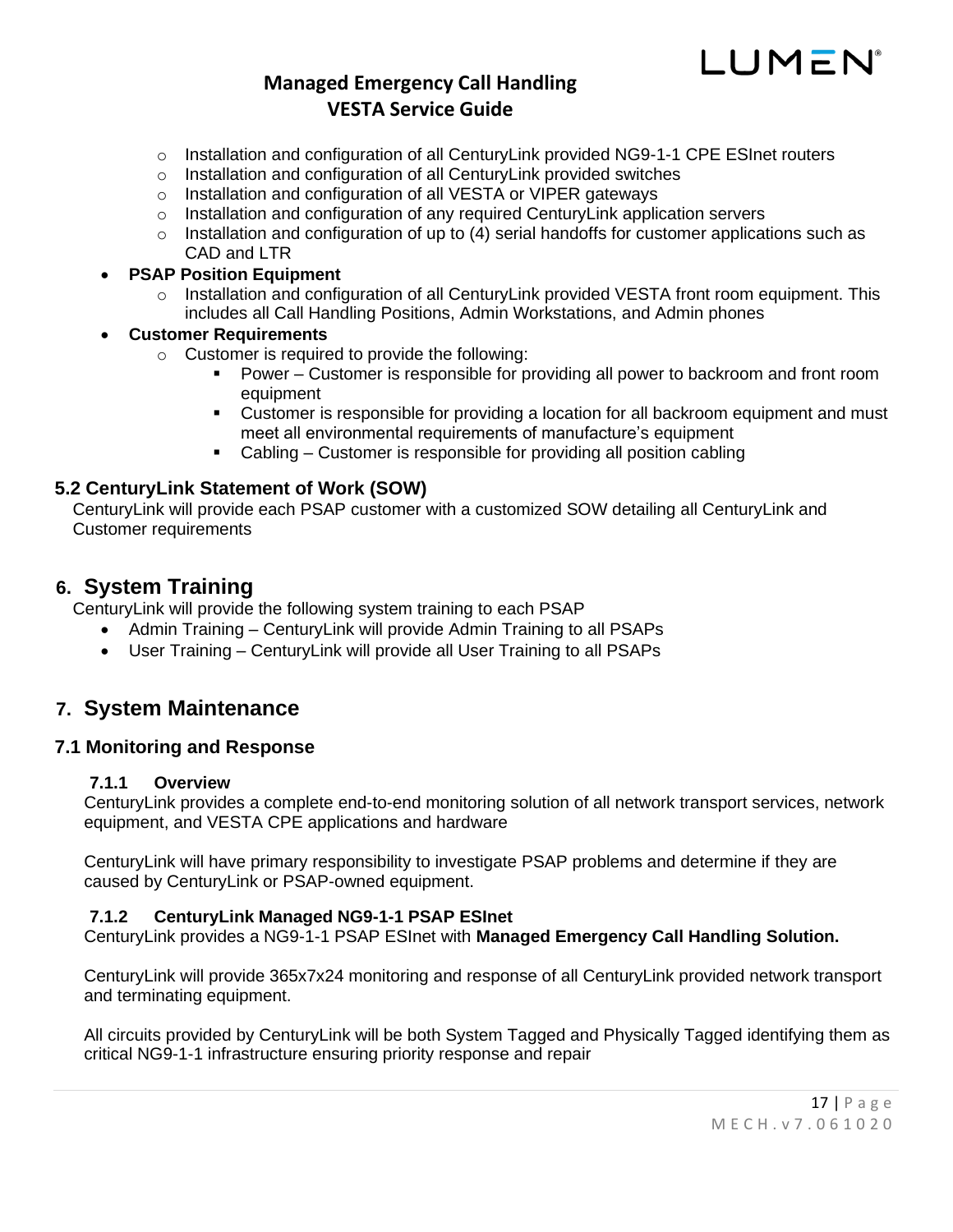- Installation and configuration of all CenturyLink provided NG9-1-1 CPE ESInet routers
  - Installation and configuration of all CenturyLink provided switches
  - Installation and configuration of all VESTA or VIPER gateways
  - Installation and configuration of any required CenturyLink application servers
  - Installation and configuration of up to (4) serial handoffs for customer applications such as CAD and LTR
- **PSAP Position Equipment**
  - Installation and configuration of all CenturyLink provided VESTA front room equipment. This includes all Call Handling Positions, Admin Workstations, and Admin phones
- **Customer Requirements**
  - Customer is required to provide the following:
    - Power – Customer is responsible for providing all power to backroom and front room equipment
    - Customer is responsible for providing a location for all backroom equipment and must meet all environmental requirements of manufacture's equipment
    - Cabling – Customer is responsible for providing all position cabling

### 5.2 CenturyLink Statement of Work (SOW)

CenturyLink will provide each PSAP customer with a customized SOW detailing all CenturyLink and Customer requirements

## 6. System Training

CenturyLink will provide the following system training to each PSAP

- Admin Training – CenturyLink will provide Admin Training to all PSAPs
- User Training – CenturyLink will provide all User Training to all PSAPs

## 7. System Maintenance

### 7.1 Monitoring and Response

#### 7.1.1 Overview

CenturyLink provides a complete end-to-end monitoring solution of all network transport services, network equipment, and VESTA CPE applications and hardware

CenturyLink will have primary responsibility to investigate PSAP problems and determine if they are caused by CenturyLink or PSAP-owned equipment.

#### 7.1.2 CenturyLink Managed NG9-1-1 PSAP ESInet

CenturyLink provides a NG9-1-1 PSAP ESInet with **Managed Emergency Call Handling Solution.**

CenturyLink will provide 365x7x24 monitoring and response of all CenturyLink provided network transport and terminating equipment.

All circuits provided by CenturyLink will be both System Tagged and Physically Tagged identifying them as critical NG9-1-1 infrastructure ensuring priority response and repair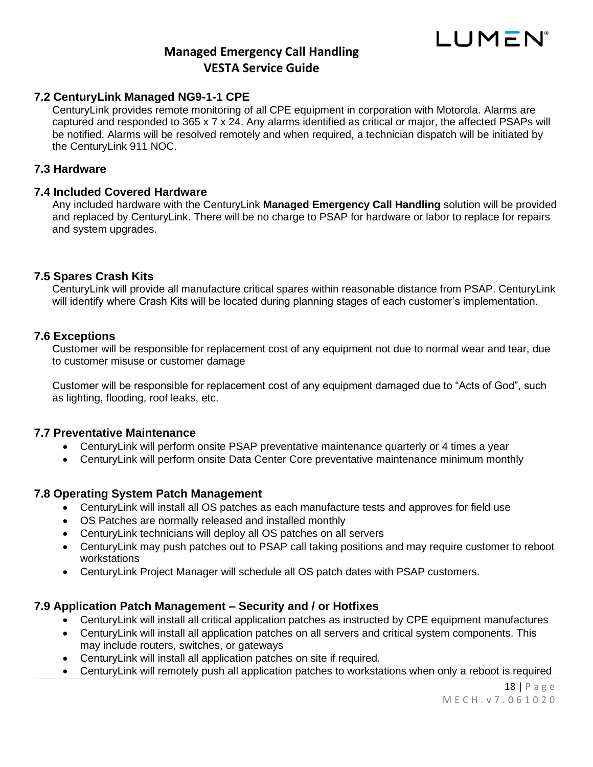### 7.2 CenturyLink Managed NG9-1-1 CPE

CenturyLink provides remote monitoring of all CPE equipment in corporation with Motorola. Alarms are captured and responded to 365 x 7 x 24. Any alarms identified as critical or major, the affected PSAPs will be notified. Alarms will be resolved remotely and when required, a technician dispatch will be initiated by the CenturyLink 911 NOC.

### 7.3 Hardware

### 7.4 Included Covered Hardware

Any included hardware with the CenturyLink **Managed Emergency Call Handling** solution will be provided and replaced by CenturyLink. There will be no charge to PSAP for hardware or labor to replace for repairs and system upgrades.

### 7.5 Spares Crash Kits

CenturyLink will provide all manufacture critical spares within reasonable distance from PSAP. CenturyLink will identify where Crash Kits will be located during planning stages of each customer's implementation.

### 7.6 Exceptions

Customer will be responsible for replacement cost of any equipment not due to normal wear and tear, due to customer misuse or customer damage

Customer will be responsible for replacement cost of any equipment damaged due to "Acts of God", such as lighting, flooding, roof leaks, etc.

### 7.7 Preventative Maintenance

- CenturyLink will perform onsite PSAP preventative maintenance quarterly or 4 times a year
- CenturyLink will perform onsite Data Center Core preventative maintenance minimum monthly

### 7.8 Operating System Patch Management

- CenturyLink will install all OS patches as each manufacture tests and approves for field use
- OS Patches are normally released and installed monthly
- CenturyLink technicians will deploy all OS patches on all servers
- CenturyLink may push patches out to PSAP call taking positions and may require customer to reboot workstations
- CenturyLink Project Manager will schedule all OS patch dates with PSAP customers.

### 7.9 Application Patch Management – Security and / or Hotfixes

- CenturyLink will install all critical application patches as instructed by CPE equipment manufactures
- CenturyLink will install all application patches on all servers and critical system components. This may include routers, switches, or gateways
- CenturyLink will install all application patches on site if required.
- CenturyLink will remotely push all application patches to workstations when only a reboot is required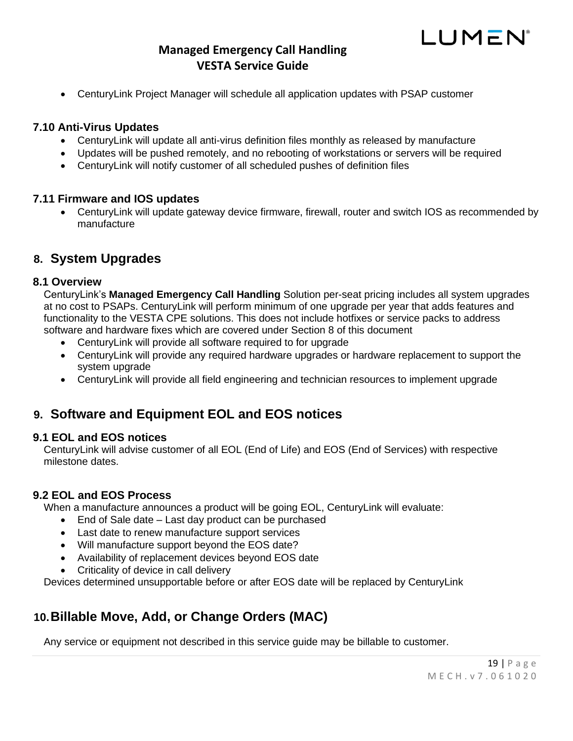- CenturyLink Project Manager will schedule all application updates with PSAP customer

### 7.10 Anti-Virus Updates

- CenturyLink will update all anti-virus definition files monthly as released by manufacture
- Updates will be pushed remotely, and no rebooting of workstations or servers will be required
- CenturyLink will notify customer of all scheduled pushes of definition files

### 7.11 Firmware and IOS updates

- CenturyLink will update gateway device firmware, firewall, router and switch IOS as recommended by manufacture

## 8. System Upgrades

### 8.1 Overview

CenturyLink's **Managed Emergency Call Handling** Solution per-seat pricing includes all system upgrades at no cost to PSAPs. CenturyLink will perform minimum of one upgrade per year that adds features and functionality to the VESTA CPE solutions. This does not include hotfixes or service packs to address software and hardware fixes which are covered under Section 8 of this document

- CenturyLink will provide all software required to for upgrade
- CenturyLink will provide any required hardware upgrades or hardware replacement to support the system upgrade
- CenturyLink will provide all field engineering and technician resources to implement upgrade

## 9. Software and Equipment EOL and EOS notices

### 9.1 EOL and EOS notices

CenturyLink will advise customer of all EOL (End of Life) and EOS (End of Services) with respective milestone dates.

### 9.2 EOL and EOS Process

When a manufacture announces a product will be going EOL, CenturyLink will evaluate:

- End of Sale date – Last day product can be purchased
- Last date to renew manufacture support services
- Will manufacture support beyond the EOS date?
- Availability of replacement devices beyond EOS date
- Criticality of device in call delivery

Devices determined unsupportable before or after EOS date will be replaced by CenturyLink

## 10. Billable Move, Add, or Change Orders (MAC)

Any service or equipment not described in this service guide may be billable to customer.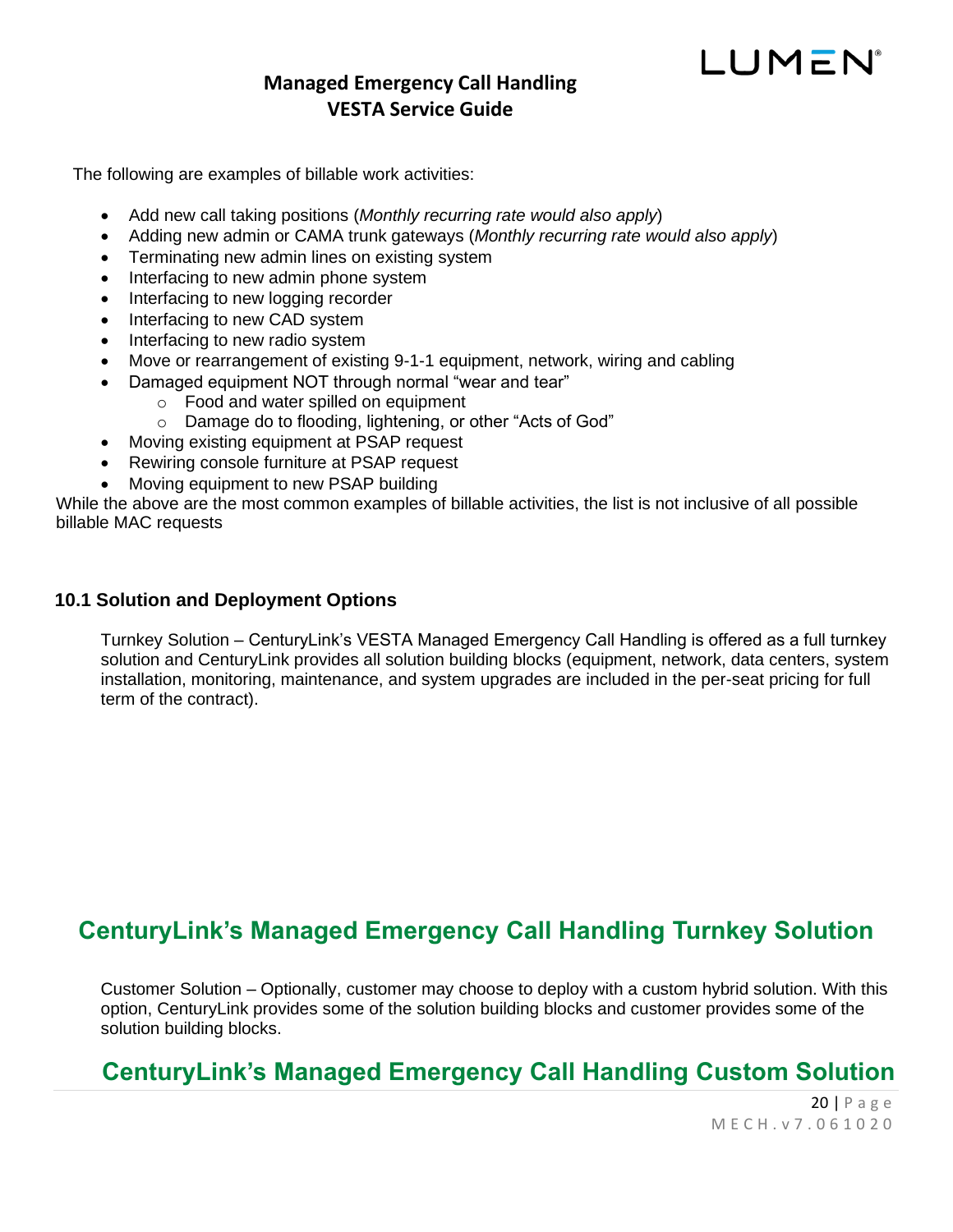The following are examples of billable work activities:

- Add new call taking positions (*Monthly recurring rate would also apply*)
- Adding new admin or CAMA trunk gateways (*Monthly recurring rate would also apply*)
- Terminating new admin lines on existing system
- Interfacing to new admin phone system
- Interfacing to new logging recorder
- Interfacing to new CAD system
- Interfacing to new radio system
- Move or rearrangement of existing 9-1-1 equipment, network, wiring and cabling
- Damaged equipment NOT through normal "wear and tear"
  - Food and water spilled on equipment
  - Damage do to flooding, lightening, or other "Acts of God"
- Moving existing equipment at PSAP request
- Rewiring console furniture at PSAP request
- Moving equipment to new PSAP building

While the above are the most common examples of billable activities, the list is not inclusive of all possible billable MAC requests

### 10.1 Solution and Deployment Options

Turnkey Solution – CenturyLink's VESTA Managed Emergency Call Handling is offered as a full turnkey solution and CenturyLink provides all solution building blocks (equipment, network, data centers, system installation, monitoring, maintenance, and system upgrades are included in the per-seat pricing for full term of the contract).

## CenturyLink's Managed Emergency Call Handling Turnkey Solution

Customer Solution – Optionally, customer may choose to deploy with a custom hybrid solution. With this option, CenturyLink provides some of the solution building blocks and customer provides some of the solution building blocks.

## CenturyLink's Managed Emergency Call Handling Custom Solution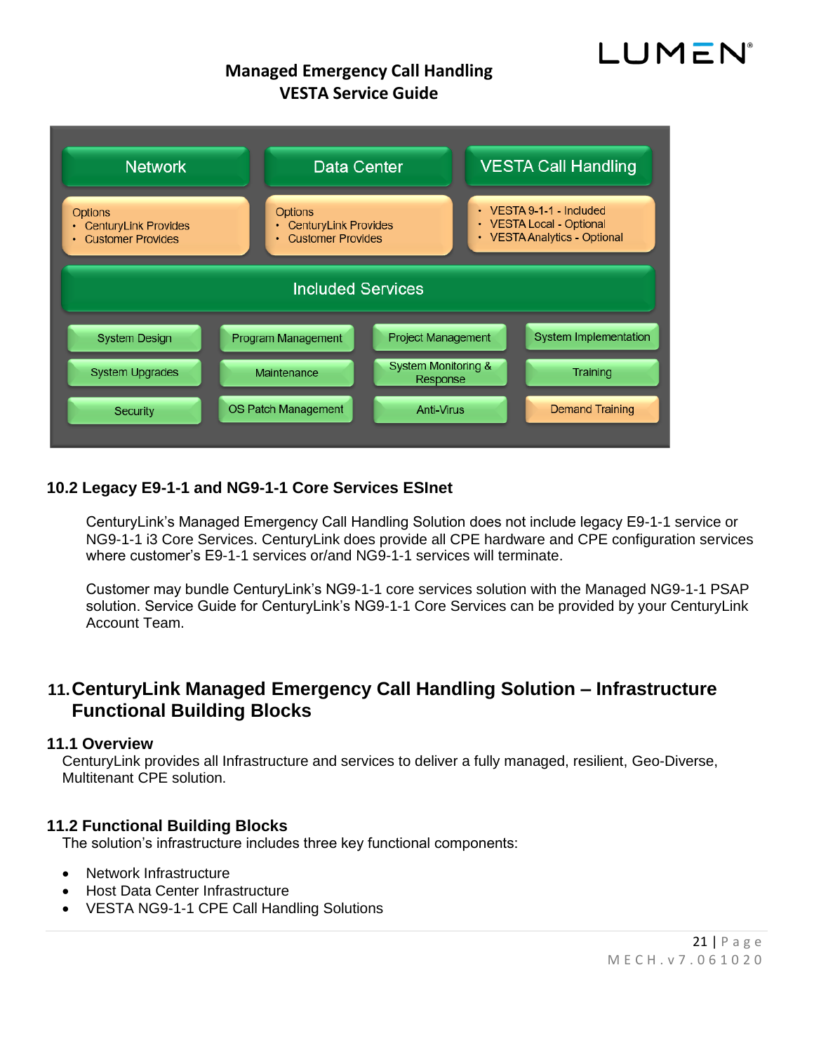Network | Data Center | VESTA Call Handling
---|---|---
Options<br>• CenturyLink Provides<br>• Customer Provides | Options<br>• CenturyLink Provides<br>• Customer Provides | • VESTA 9-1-1 - Included<br>• VESTA Local - Optional<br>• VESTA Analytics - Optional

**Included Services**

| | | | |
|---|---|---|---|
| System Design | Program Management | Project Management | System Implementation |
| System Upgrades | Maintenance | System Monitoring & Response | Training |
| Security | OS Patch Management | Anti-Virus | Demand Training |

### 10.2 Legacy E9-1-1 and NG9-1-1 Core Services ESInet

CenturyLink's Managed Emergency Call Handling Solution does not include legacy E9-1-1 service or NG9-1-1 i3 Core Services. CenturyLink does provide all CPE hardware and CPE configuration services where customer's E9-1-1 services or/and NG9-1-1 services will terminate.

Customer may bundle CenturyLink's NG9-1-1 core services solution with the Managed NG9-1-1 PSAP solution. Service Guide for CenturyLink's NG9-1-1 Core Services can be provided by your CenturyLink Account Team.

## 11. CenturyLink Managed Emergency Call Handling Solution – Infrastructure Functional Building Blocks

### 11.1 Overview

CenturyLink provides all Infrastructure and services to deliver a fully managed, resilient, Geo-Diverse, Multitenant CPE solution.

### 11.2 Functional Building Blocks

The solution's infrastructure includes three key functional components:

- Network Infrastructure
- Host Data Center Infrastructure
- VESTA NG9-1-1 CPE Call Handling Solutions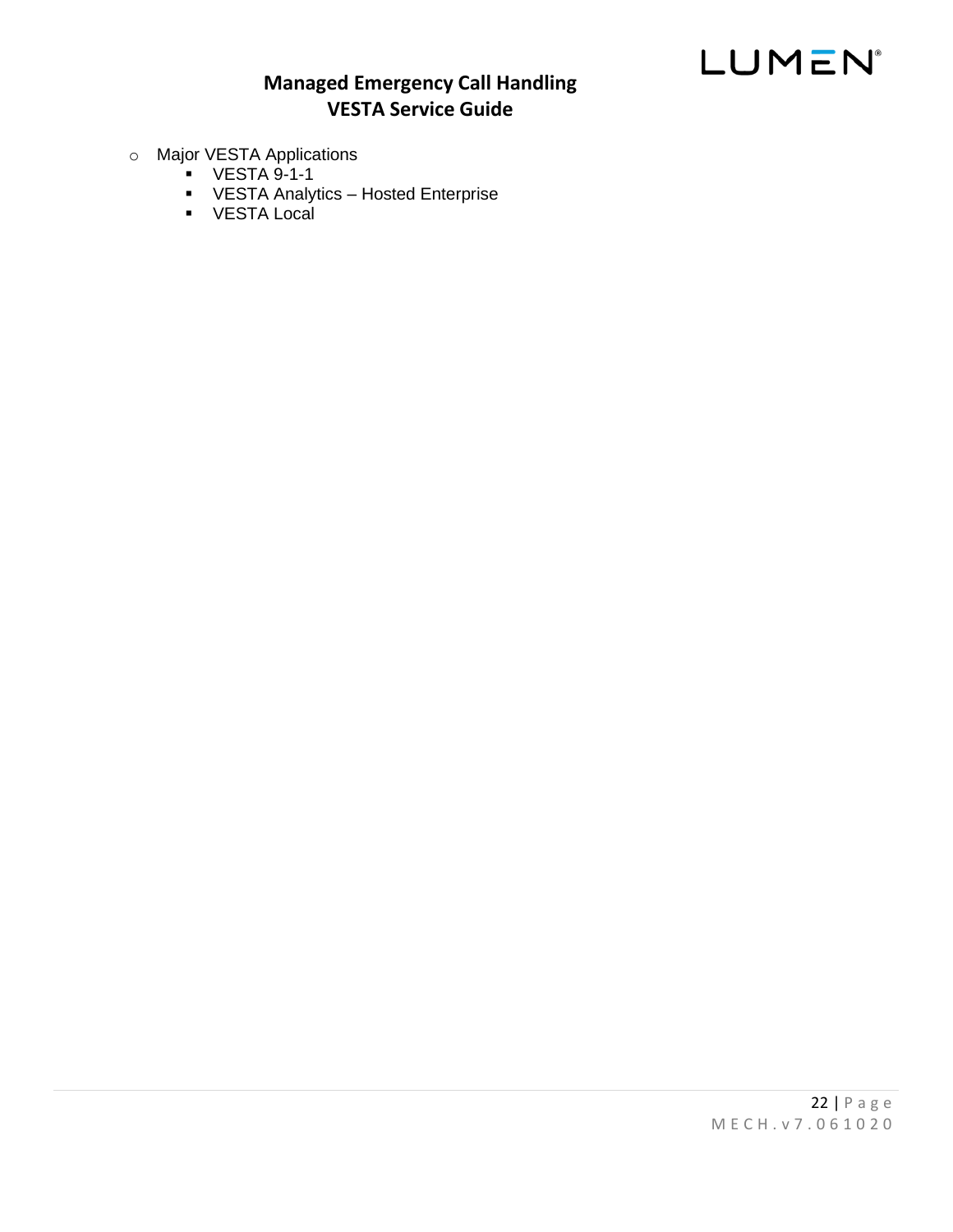- Major VESTA Applications
  - VESTA 9-1-1
  - VESTA Analytics – Hosted Enterprise
  - VESTA Local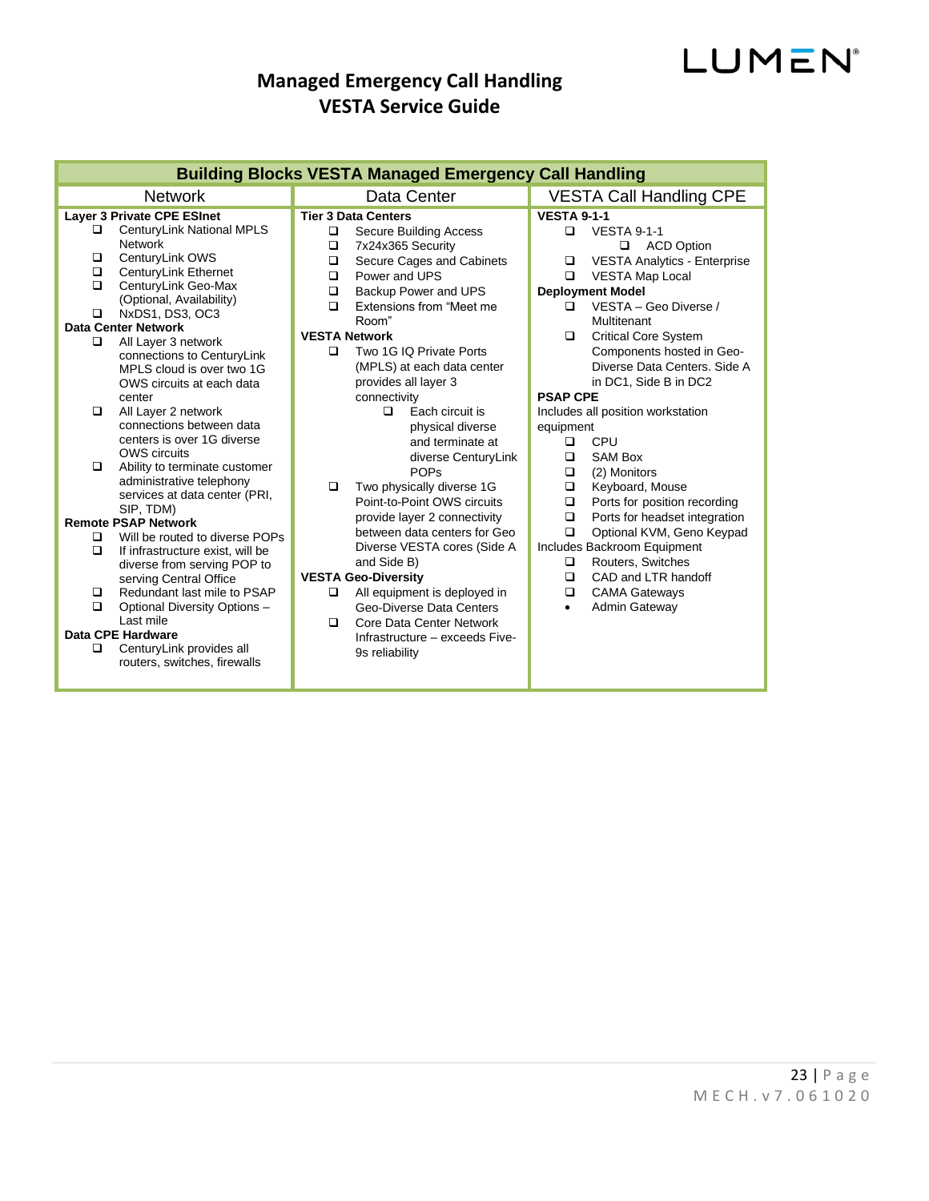# Managed Emergency Call Handling
# VESTA Service Guide

| Building Blocks VESTA Managed Emergency Call Handling | | |
|---|---|---|
| Network | Data Center | VESTA Call Handling CPE |
| **Layer 3 Private CPE ESInet**<br>❑ CenturyLink National MPLS Network<br>❑ CenturyLink OWS<br>❑ CenturyLink Ethernet<br>❑ CenturyLink Geo-Max (Optional, Availability)<br>❑ NxDS1, DS3, OC3<br>**Data Center Network**<br>❑ All Layer 3 network connections to CenturyLink MPLS cloud is over two 1G OWS circuits at each data center<br>❑ All Layer 2 network connections between data centers is over 1G diverse OWS circuits<br>❑ Ability to terminate customer administrative telephony services at data center (PRI, SIP, TDM)<br>**Remote PSAP Network**<br>❑ Will be routed to diverse POPs<br>❑ If infrastructure exist, will be diverse from serving POP to serving Central Office<br>❑ Redundant last mile to PSAP<br>❑ Optional Diversity Options – Last mile<br>**Data CPE Hardware**<br>❑ CenturyLink provides all routers, switches, firewalls | **Tier 3 Data Centers**<br>❑ Secure Building Access<br>❑ 7x24x365 Security<br>❑ Secure Cages and Cabinets<br>❑ Power and UPS<br>❑ Backup Power and UPS<br>❑ Extensions from "Meet me Room"<br>**VESTA Network**<br>❑ Two 1G IQ Private Ports (MPLS) at each data center provides all layer 3 connectivity<br>  ❑ Each circuit is physical diverse and terminate at diverse CenturyLink POPs<br>❑ Two physically diverse 1G Point-to-Point OWS circuits provide layer 2 connectivity between data centers for Geo Diverse VESTA cores (Side A and Side B)<br>**VESTA Geo-Diversity**<br>❑ All equipment is deployed in Geo-Diverse Data Centers<br>❑ Core Data Center Network Infrastructure – exceeds Five-9s reliability | **VESTA 9-1-1**<br>❑ VESTA 9-1-1<br>  ❑ ACD Option<br>❑ VESTA Analytics - Enterprise<br>❑ VESTA Map Local<br>**Deployment Model**<br>❑ VESTA – Geo Diverse / Multitenant<br>❑ Critical Core System Components hosted in Geo-Diverse Data Centers. Side A in DC1, Side B in DC2<br>**PSAP CPE**<br>Includes all position workstation equipment<br>❑ CPU<br>❑ SAM Box<br>❑ (2) Monitors<br>❑ Keyboard, Mouse<br>❑ Ports for position recording<br>❑ Ports for headset integration<br>❑ Optional KVM, Geno Keypad<br>Includes Backroom Equipment<br>❑ Routers, Switches<br>❑ CAD and LTR handoff<br>❑ CAMA Gateways<br>• Admin Gateway |